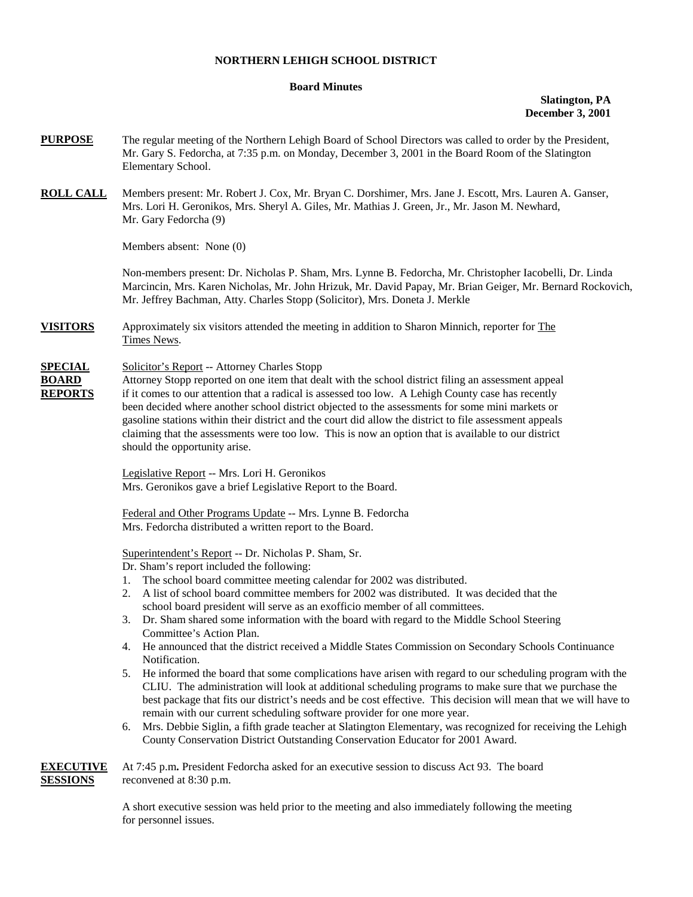**NORTHERN LEHIGH SCHOOL DISTRICT**

**Board Minutes**

**Slatington, PA**
**December 3, 2001**

**PURPOSE** The regular meeting of the Northern Lehigh Board of School Directors was called to order by the President, Mr. Gary S. Fedorcha, at 7:35 p.m. on Monday, December 3, 2001 in the Board Room of the Slatington Elementary School.

**ROLL CALL** Members present: Mr. Robert J. Cox, Mr. Bryan C. Dorshimer, Mrs. Jane J. Escott, Mrs. Lauren A. Ganser, Mrs. Lori H. Geronikos, Mrs. Sheryl A. Giles, Mr. Mathias J. Green, Jr., Mr. Jason M. Newhard, Mr. Gary Fedorcha (9)

Members absent: None (0)

Non-members present: Dr. Nicholas P. Sham, Mrs. Lynne B. Fedorcha, Mr. Christopher Iacobelli, Dr. Linda Marcincin, Mrs. Karen Nicholas, Mr. John Hrizuk, Mr. David Papay, Mr. Brian Geiger, Mr. Bernard Rockovich, Mr. Jeffrey Bachman, Atty. Charles Stopp (Solicitor), Mrs. Doneta J. Merkle

**VISITORS** Approximately six visitors attended the meeting in addition to Sharon Minnich, reporter for The Times News.

**SPECIAL BOARD REPORTS**

Solicitor's Report -- Attorney Charles Stopp
Attorney Stopp reported on one item that dealt with the school district filing an assessment appeal if it comes to our attention that a radical is assessed too low. A Lehigh County case has recently been decided where another school district objected to the assessments for some mini markets or gasoline stations within their district and the court did allow the district to file assessment appeals claiming that the assessments were too low. This is now an option that is available to our district should the opportunity arise.

Legislative Report -- Mrs. Lori H. Geronikos
Mrs. Geronikos gave a brief Legislative Report to the Board.

Federal and Other Programs Update -- Mrs. Lynne B. Fedorcha
Mrs. Fedorcha distributed a written report to the Board.

Superintendent's Report -- Dr. Nicholas P. Sham, Sr.
Dr. Sham's report included the following:

1. The school board committee meeting calendar for 2002 was distributed.
2. A list of school board committee members for 2002 was distributed. It was decided that the school board president will serve as an exofficio member of all committees.
3. Dr. Sham shared some information with the board with regard to the Middle School Steering Committee's Action Plan.
4. He announced that the district received a Middle States Commission on Secondary Schools Continuance Notification.
5. He informed the board that some complications have arisen with regard to our scheduling program with the CLIU. The administration will look at additional scheduling programs to make sure that we purchase the best package that fits our district's needs and be cost effective. This decision will mean that we will have to remain with our current scheduling software provider for one more year.
6. Mrs. Debbie Siglin, a fifth grade teacher at Slatington Elementary, was recognized for receiving the Lehigh County Conservation District Outstanding Conservation Educator for 2001 Award.

**EXECUTIVE SESSIONS** At 7:45 p.m**.** President Fedorcha asked for an executive session to discuss Act 93. The board reconvened at 8:30 p.m.

A short executive session was held prior to the meeting and also immediately following the meeting for personnel issues.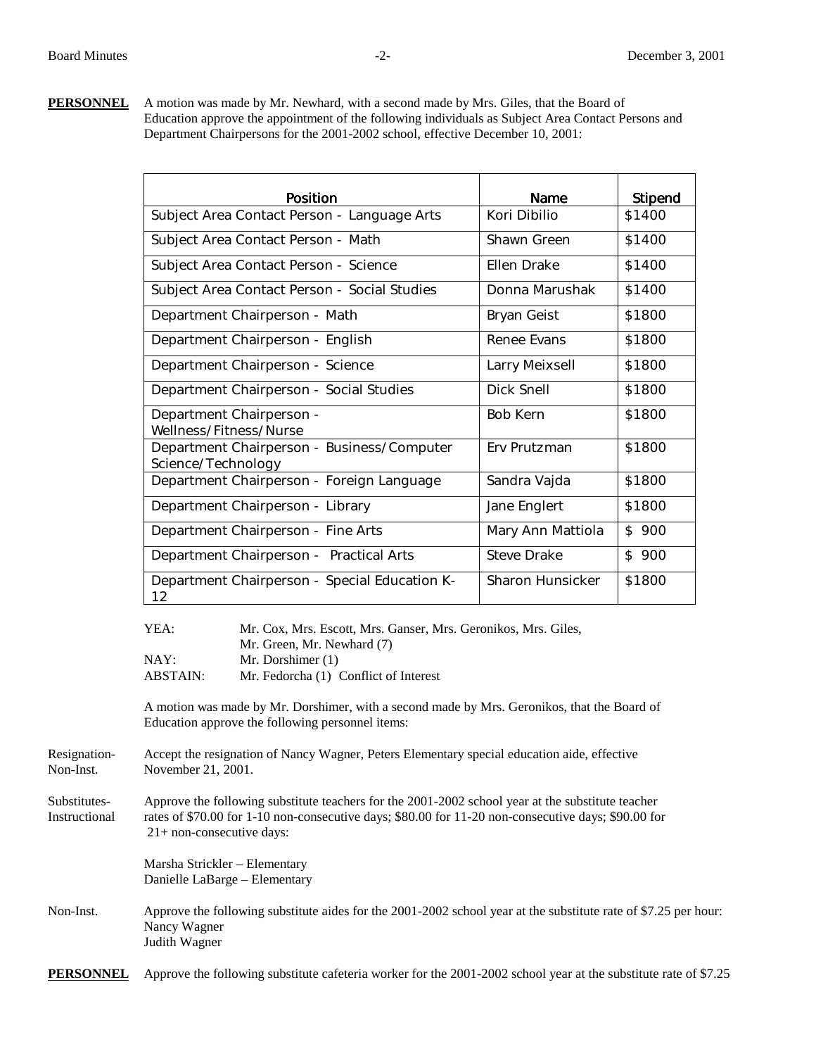**PERSONNEL** A motion was made by Mr. Newhard, with a second made by Mrs. Giles, that the Board of Education approve the appointment of the following individuals as Subject Area Contact Persons and Department Chairpersons for the 2001-2002 school, effective December 10, 2001:

| Position | Name | Stipend |
|---|---|---|
| Subject Area Contact Person - Language Arts | Kori Dibilio | $1400 |
| Subject Area Contact Person - Math | Shawn Green | $1400 |
| Subject Area Contact Person - Science | Ellen Drake | $1400 |
| Subject Area Contact Person - Social Studies | Donna Marushak | $1400 |
| Department Chairperson - Math | Bryan Geist | $1800 |
| Department Chairperson - English | Renee Evans | $1800 |
| Department Chairperson - Science | Larry Meixsell | $1800 |
| Department Chairperson - Social Studies | Dick Snell | $1800 |
| Department Chairperson - Wellness/Fitness/Nurse | Bob Kern | $1800 |
| Department Chairperson - Business/Computer Science/Technology | Erv Prutzman | $1800 |
| Department Chairperson - Foreign Language | Sandra Vajda | $1800 |
| Department Chairperson - Library | Jane Englert | $1800 |
| Department Chairperson - Fine Arts | Mary Ann Mattiola | $ 900 |
| Department Chairperson - Practical Arts | Steve Drake | $ 900 |
| Department Chairperson - Special Education K-12 | Sharon Hunsicker | $1800 |

YEA: Mr. Cox, Mrs. Escott, Mrs. Ganser, Mrs. Geronikos, Mrs. Giles, Mr. Green, Mr. Newhard (7)
NAY: Mr. Dorshimer (1)
ABSTAIN: Mr. Fedorcha (1) Conflict of Interest

A motion was made by Mr. Dorshimer, with a second made by Mrs. Geronikos, that the Board of Education approve the following personnel items:

Resignation-Non-Inst. Accept the resignation of Nancy Wagner, Peters Elementary special education aide, effective November 21, 2001.

Substitutes-Instructional Approve the following substitute teachers for the 2001-2002 school year at the substitute teacher rates of $70.00 for 1-10 non-consecutive days; $80.00 for 11-20 non-consecutive days; $90.00 for 21+ non-consecutive days:

Marsha Strickler – Elementary
Danielle LaBarge – Elementary

Non-Inst. Approve the following substitute aides for the 2001-2002 school year at the substitute rate of $7.25 per hour:
Nancy Wagner
Judith Wagner

**PERSONNEL** Approve the following substitute cafeteria worker for the 2001-2002 school year at the substitute rate of $7.25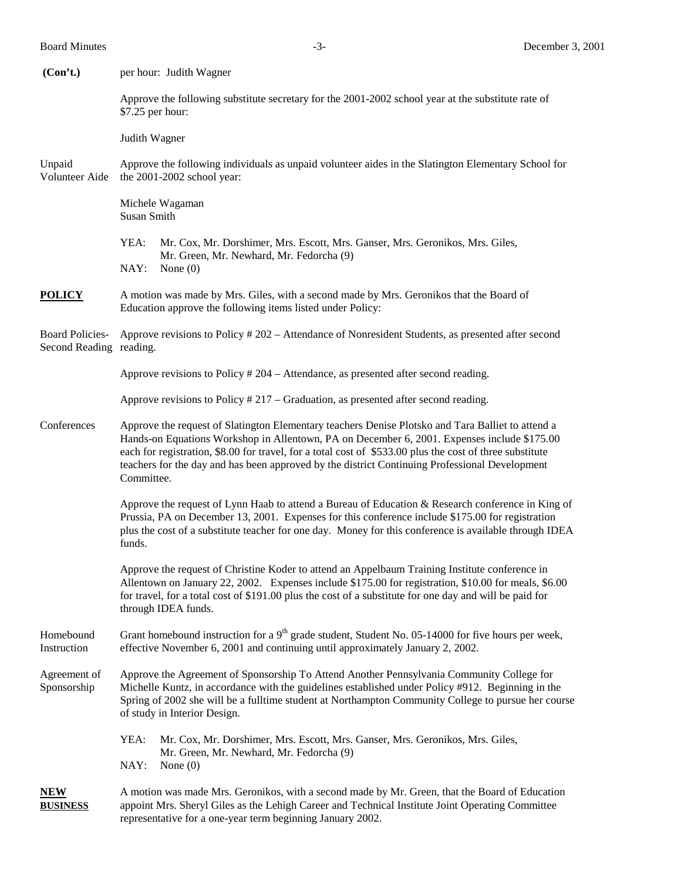**(Con't.)** per hour: Judith Wagner

Approve the following substitute secretary for the 2001-2002 school year at the substitute rate of $7.25 per hour:

Judith Wagner

Unpaid Volunteer Aide

Approve the following individuals as unpaid volunteer aides in the Slatington Elementary School for the 2001-2002 school year:

Michele Wagaman
Susan Smith

YEA: Mr. Cox, Mr. Dorshimer, Mrs. Escott, Mrs. Ganser, Mrs. Geronikos, Mrs. Giles, Mr. Green, Mr. Newhard, Mr. Fedorcha (9)
NAY: None (0)

**POLICY**

A motion was made by Mrs. Giles, with a second made by Mrs. Geronikos that the Board of Education approve the following items listed under Policy:

Board Policies-Second Reading

Approve revisions to Policy # 202 – Attendance of Nonresident Students, as presented after second reading.

Approve revisions to Policy # 204 – Attendance, as presented after second reading.

Approve revisions to Policy # 217 – Graduation, as presented after second reading.

Conferences

Approve the request of Slatington Elementary teachers Denise Plotsko and Tara Balliet to attend a Hands-on Equations Workshop in Allentown, PA on December 6, 2001. Expenses include $175.00 each for registration, $8.00 for travel, for a total cost of $533.00 plus the cost of three substitute teachers for the day and has been approved by the district Continuing Professional Development Committee.

Approve the request of Lynn Haab to attend a Bureau of Education & Research conference in King of Prussia, PA on December 13, 2001. Expenses for this conference include $175.00 for registration plus the cost of a substitute teacher for one day. Money for this conference is available through IDEA funds.

Approve the request of Christine Koder to attend an Appelbaum Training Institute conference in Allentown on January 22, 2002. Expenses include $175.00 for registration, $10.00 for meals, $6.00 for travel, for a total cost of $191.00 plus the cost of a substitute for one day and will be paid for through IDEA funds.

Homebound Instruction

Grant homebound instruction for a 9th grade student, Student No. 05-14000 for five hours per week, effective November 6, 2001 and continuing until approximately January 2, 2002.

Agreement of Sponsorship

Approve the Agreement of Sponsorship To Attend Another Pennsylvania Community College for Michelle Kuntz, in accordance with the guidelines established under Policy #912. Beginning in the Spring of 2002 she will be a fulltime student at Northampton Community College to pursue her course of study in Interior Design.

YEA: Mr. Cox, Mr. Dorshimer, Mrs. Escott, Mrs. Ganser, Mrs. Geronikos, Mrs. Giles, Mr. Green, Mr. Newhard, Mr. Fedorcha (9)
NAY: None (0)

**NEW BUSINESS**

A motion was made Mrs. Geronikos, with a second made by Mr. Green, that the Board of Education appoint Mrs. Sheryl Giles as the Lehigh Career and Technical Institute Joint Operating Committee representative for a one-year term beginning January 2002.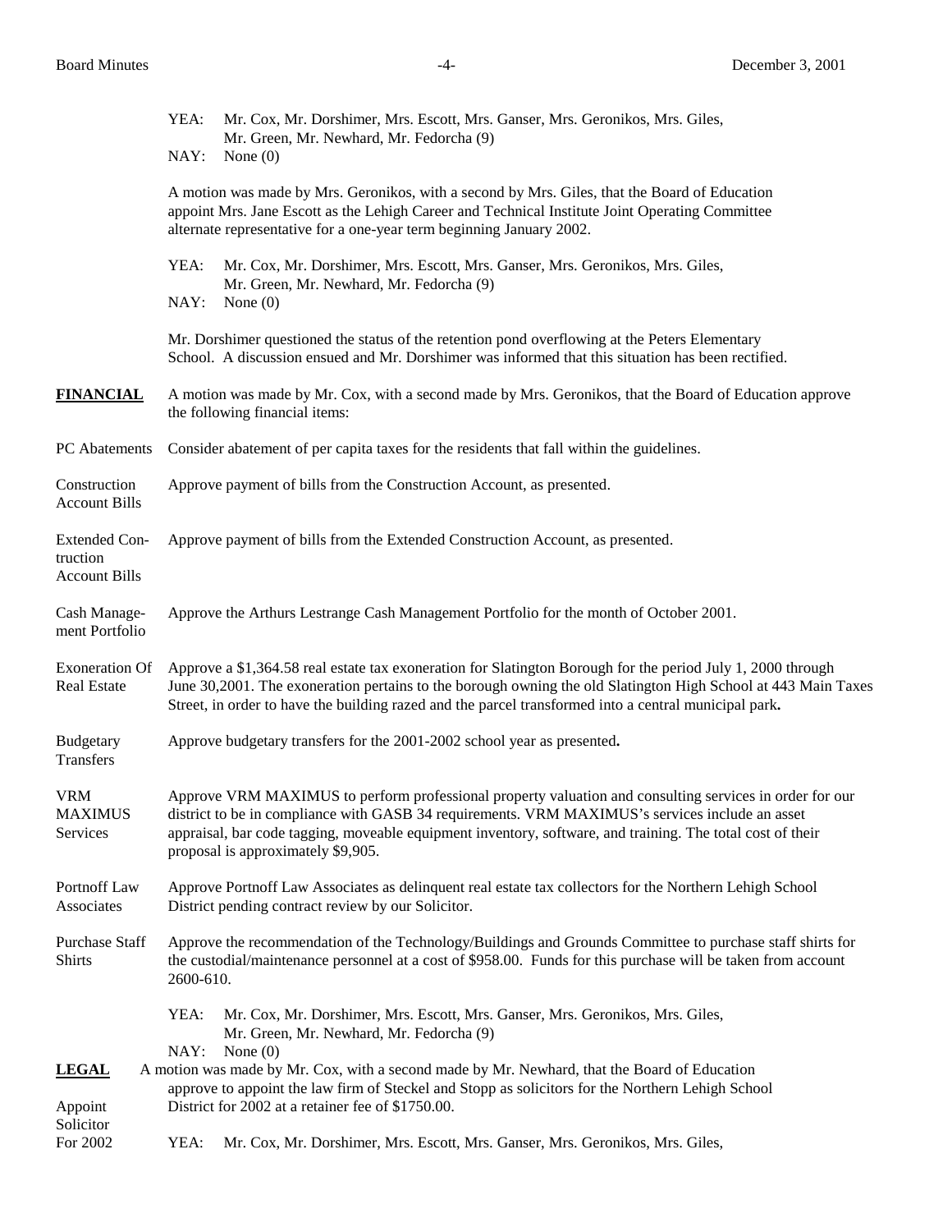YEA: Mr. Cox, Mr. Dorshimer, Mrs. Escott, Mrs. Ganser, Mrs. Geronikos, Mrs. Giles, Mr. Green, Mr. Newhard, Mr. Fedorcha (9)
NAY: None (0)

A motion was made by Mrs. Geronikos, with a second by Mrs. Giles, that the Board of Education appoint Mrs. Jane Escott as the Lehigh Career and Technical Institute Joint Operating Committee alternate representative for a one-year term beginning January 2002.

YEA: Mr. Cox, Mr. Dorshimer, Mrs. Escott, Mrs. Ganser, Mrs. Geronikos, Mrs. Giles, Mr. Green, Mr. Newhard, Mr. Fedorcha (9)
NAY: None (0)

Mr. Dorshimer questioned the status of the retention pond overflowing at the Peters Elementary School. A discussion ensued and Mr. Dorshimer was informed that this situation has been rectified.

**FINANCIAL**

A motion was made by Mr. Cox, with a second made by Mrs. Geronikos, that the Board of Education approve the following financial items:

PC Abatements — Consider abatement of per capita taxes for the residents that fall within the guidelines.

Construction Account Bills — Approve payment of bills from the Construction Account, as presented.

Extended Construction Account Bills — Approve payment of bills from the Extended Construction Account, as presented.

Cash Management Portfolio — Approve the Arthurs Lestrange Cash Management Portfolio for the month of October 2001.

Exoneration Of Real Estate Taxes — Approve a $1,364.58 real estate tax exoneration for Slatington Borough for the period July 1, 2000 through June 30,2001. The exoneration pertains to the borough owning the old Slatington High School at 443 Main Street, in order to have the building razed and the parcel transformed into a central municipal park**.**

Budgetary Transfers — Approve budgetary transfers for the 2001-2002 school year as presented**.**

VRM MAXIMUS Services — Approve VRM MAXIMUS to perform professional property valuation and consulting services in order for our district to be in compliance with GASB 34 requirements. VRM MAXIMUS's services include an asset appraisal, bar code tagging, moveable equipment inventory, software, and training. The total cost of their proposal is approximately $9,905.

Portnoff Law Associates — Approve Portnoff Law Associates as delinquent real estate tax collectors for the Northern Lehigh School District pending contract review by our Solicitor.

Purchase Staff Shirts — Approve the recommendation of the Technology/Buildings and Grounds Committee to purchase staff shirts for the custodial/maintenance personnel at a cost of $958.00. Funds for this purchase will be taken from account 2600-610.

YEA: Mr. Cox, Mr. Dorshimer, Mrs. Escott, Mrs. Ganser, Mrs. Geronikos, Mrs. Giles, Mr. Green, Mr. Newhard, Mr. Fedorcha (9)
NAY: None (0)

**LEGAL**

Appoint Solicitor For 2002 — A motion was made by Mr. Cox, with a second made by Mr. Newhard, that the Board of Education approve to appoint the law firm of Steckel and Stopp as solicitors for the Northern Lehigh School District for 2002 at a retainer fee of $1750.00.

YEA: Mr. Cox, Mr. Dorshimer, Mrs. Escott, Mrs. Ganser, Mrs. Geronikos, Mrs. Giles,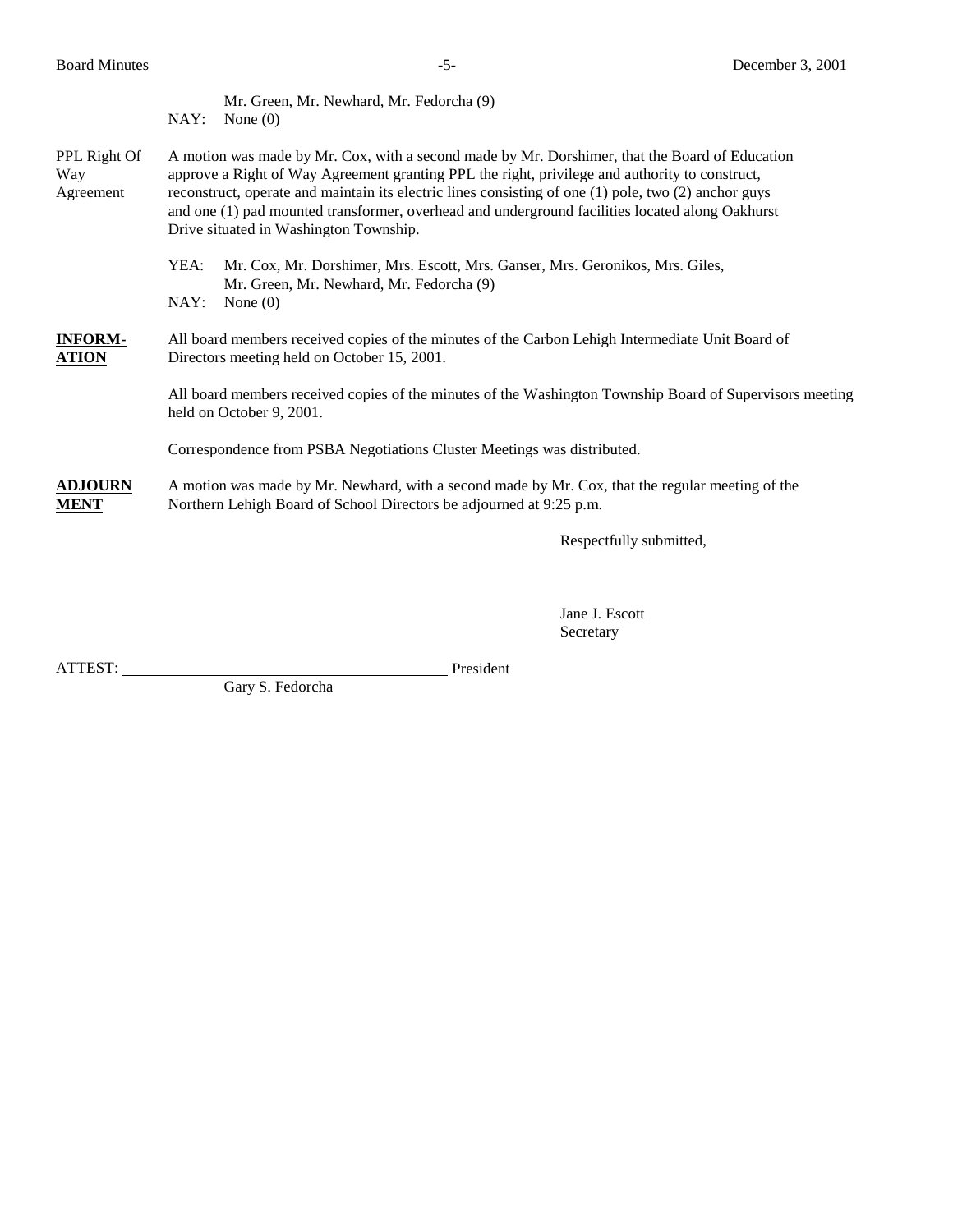Mr. Green, Mr. Newhard, Mr. Fedorcha (9)
NAY: None (0)

PPL Right Of Way Agreement

A motion was made by Mr. Cox, with a second made by Mr. Dorshimer, that the Board of Education approve a Right of Way Agreement granting PPL the right, privilege and authority to construct, reconstruct, operate and maintain its electric lines consisting of one (1) pole, two (2) anchor guys and one (1) pad mounted transformer, overhead and underground facilities located along Oakhurst Drive situated in Washington Township.

YEA: Mr. Cox, Mr. Dorshimer, Mrs. Escott, Mrs. Ganser, Mrs. Geronikos, Mrs. Giles, Mr. Green, Mr. Newhard, Mr. Fedorcha (9)
NAY: None (0)

**INFORMATION**

All board members received copies of the minutes of the Carbon Lehigh Intermediate Unit Board of Directors meeting held on October 15, 2001.

All board members received copies of the minutes of the Washington Township Board of Supervisors meeting held on October 9, 2001.

Correspondence from PSBA Negotiations Cluster Meetings was distributed.

**ADJOURNMENT**

A motion was made by Mr. Newhard, with a second made by Mr. Cox, that the regular meeting of the Northern Lehigh Board of School Directors be adjourned at 9:25 p.m.

Respectfully submitted,

Jane J. Escott
Secretary

ATTEST: ________________________ President
Gary S. Fedorcha